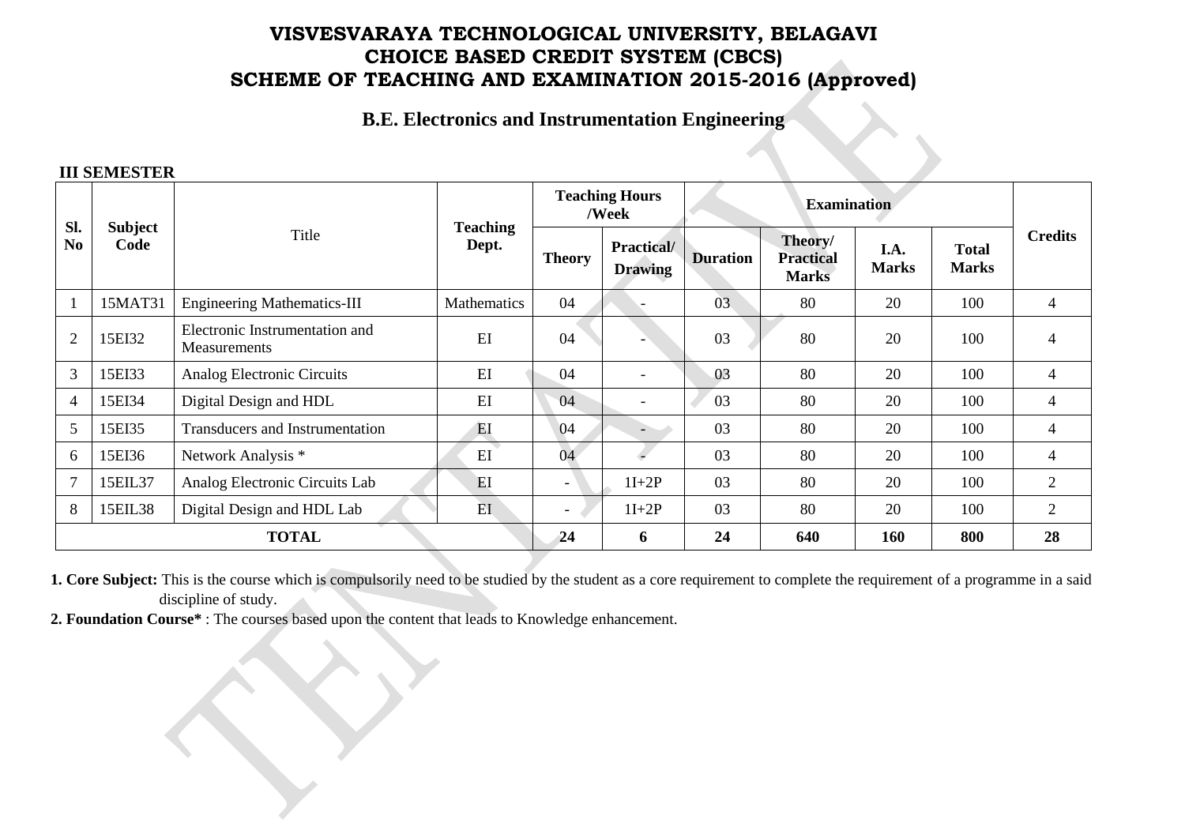# VISVESVARAYA TECHNOLOGICAL UNIVERSITY, BELAGAVI
# CHOICE BASED CREDIT SYSTEM (CBCS)
# SCHEME OF TEACHING AND EXAMINATION 2015-2016 (Approved)

## B.E. Electronics and Instrumentation Engineering

**III SEMESTER**

| Sl. No | Subject Code | Title | Teaching Dept. | Teaching Hours /Week | | Examination | | | | Credits |
|---|---|---|---|---|---|---|---|---|---|---|
| | | | | Theory | Practical/ Drawing | Duration | Theory/ Practical Marks | I.A. Marks | Total Marks | |
| 1 | 15MAT31 | Engineering Mathematics-III | Mathematics | 04 | - | 03 | 80 | 20 | 100 | 4 |
| 2 | 15EI32 | Electronic Instrumentation and Measurements | EI | 04 | - | 03 | 80 | 20 | 100 | 4 |
| 3 | 15EI33 | Analog Electronic Circuits | EI | 04 | - | 03 | 80 | 20 | 100 | 4 |
| 4 | 15EI34 | Digital Design and HDL | EI | 04 | - | 03 | 80 | 20 | 100 | 4 |
| 5 | 15EI35 | Transducers and Instrumentation | EI | 04 | - | 03 | 80 | 20 | 100 | 4 |
| 6 | 15EI36 | Network Analysis * | EI | 04 | - | 03 | 80 | 20 | 100 | 4 |
| 7 | 15EIL37 | Analog Electronic Circuits Lab | EI | - | 1I+2P | 03 | 80 | 20 | 100 | 2 |
| 8 | 15EIL38 | Digital Design and HDL Lab | EI | - | 1I+2P | 03 | 80 | 20 | 100 | 2 |
| **TOTAL** | | | | **24** | **6** | **24** | **640** | **160** | **800** | **28** |

**1. Core Subject:** This is the course which is compulsorily need to be studied by the student as a core requirement to complete the requirement of a programme in a said discipline of study.

**2. Foundation Course*** : The courses based upon the content that leads to Knowledge enhancement.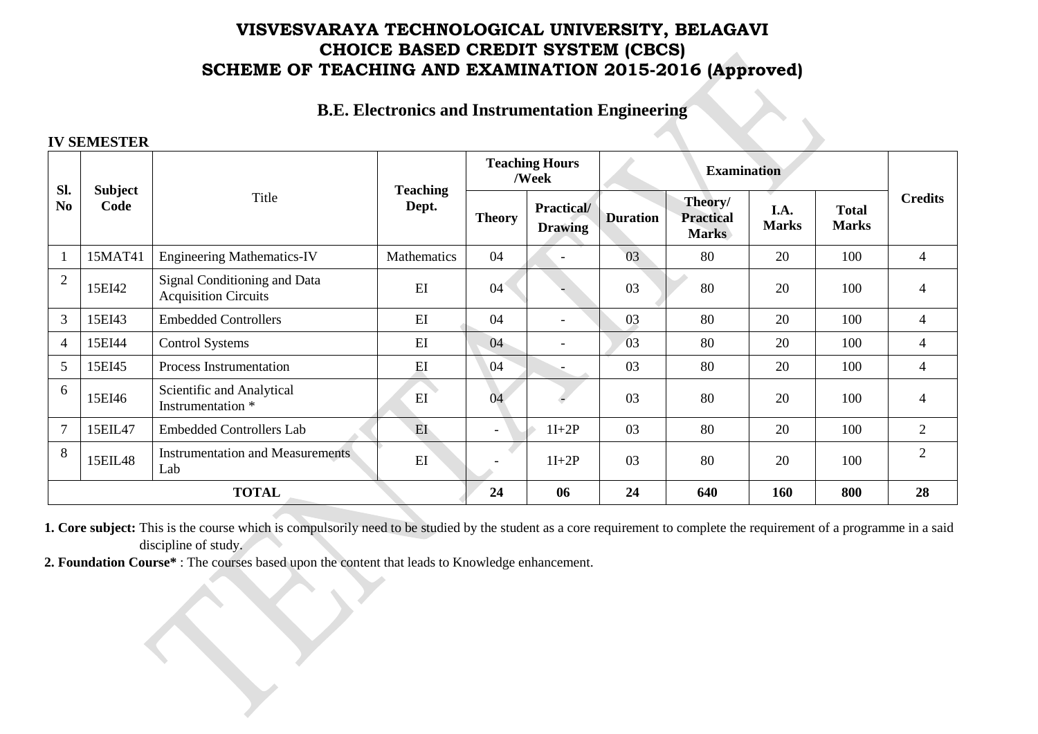# VISVESVARAYA TECHNOLOGICAL UNIVERSITY, BELAGAVI
## CHOICE BASED CREDIT SYSTEM (CBCS)
## SCHEME OF TEACHING AND EXAMINATION 2015-2016 (Approved)

### B.E. Electronics and Instrumentation Engineering

**IV SEMESTER**

| Sl. No | Subject Code | Title | Teaching Dept. | Teaching Hours /Week | | Examination | | | | Credits |
|---|---|---|---|---|---|---|---|---|---|---|
| | | | | Theory | Practical/ Drawing | Duration | Theory/ Practical Marks | I.A. Marks | Total Marks | |
| 1 | 15MAT41 | Engineering Mathematics-IV | Mathematics | 04 | - | 03 | 80 | 20 | 100 | 4 |
| 2 | 15EI42 | Signal Conditioning and Data Acquisition Circuits | EI | 04 | - | 03 | 80 | 20 | 100 | 4 |
| 3 | 15EI43 | Embedded Controllers | EI | 04 | - | 03 | 80 | 20 | 100 | 4 |
| 4 | 15EI44 | Control Systems | EI | 04 | - | 03 | 80 | 20 | 100 | 4 |
| 5 | 15EI45 | Process Instrumentation | EI | 04 | - | 03 | 80 | 20 | 100 | 4 |
| 6 | 15EI46 | Scientific and Analytical Instrumentation * | EI | 04 | - | 03 | 80 | 20 | 100 | 4 |
| 7 | 15EIL47 | Embedded Controllers Lab | EI | - | 1I+2P | 03 | 80 | 20 | 100 | 2 |
| 8 | 15EIL48 | Instrumentation and Measurements Lab | EI | - | 1I+2P | 03 | 80 | 20 | 100 | 2 |
| **TOTAL** | | | | **24** | **06** | **24** | **640** | **160** | **800** | **28** |

**1. Core subject:** This is the course which is compulsorily need to be studied by the student as a core requirement to complete the requirement of a programme in a said discipline of study.

**2. Foundation Course*** : The courses based upon the content that leads to Knowledge enhancement.